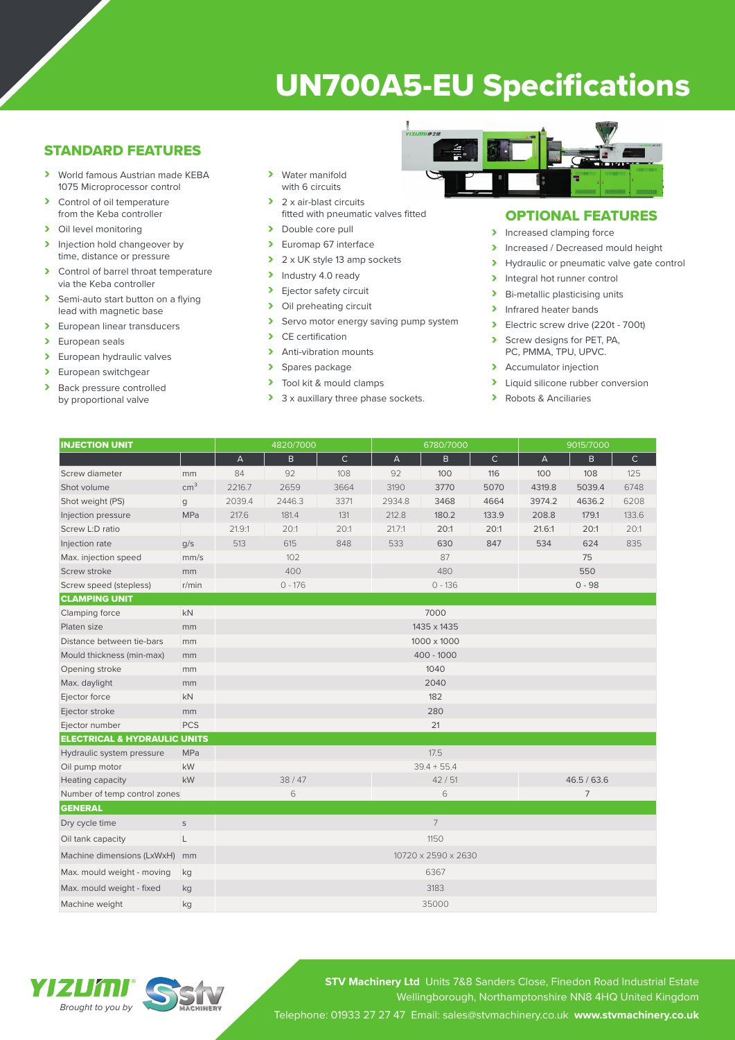# UN700A5-EU Specifications

## STANDARD FEATURES

- World famous Austrian made KEBA 1075 Microprocessor control
- Control of oil temperature from the Keba controller
- Oil level monitoring
- Injection hold changeover by time, distance or pressure
- Control of barrel throat temperature via the Keba controller
- Semi-auto start button on a flying lead with magnetic base
- European linear transducers
- European seals
- European hydraulic valves
- European switchgear
- Back pressure controlled by proportional valve
- Water manifold with 6 circuits
- 2 x air-blast circuits fitted with pneumatic valves fitted
- Double core pull
- Euromap 67 interface
- 2 x UK style 13 amp sockets
- Industry 4.0 ready
- Ejector safety circuit
- Oil preheating circuit
- Servo motor energy saving pump system
- CE certification
- Anti-vibration mounts
- Spares package
- Tool kit & mould clamps
- 3 x auxillary three phase sockets.

## OPTIONAL FEATURES

- Increased clamping force
- Increased / Decreased mould height
- Hydraulic or pneumatic valve gate control
- Integral hot runner control
- Bi-metallic plasticising units
- Infrared heater bands
- Electric screw drive (220t - 700t)
- Screw designs for PET, PA, PC, PMMA, TPU, UPVC.
- Accumulator injection
- Liquid silicone rubber conversion
- Robots & Anciliaries

| INJECTION UNIT | | 4820/7000 | | | 6780/7000 | | | 9015/7000 | | |
|---|---|---|---|---|---|---|---|---|---|---|
| | | A | B | C | A | B | C | A | B | C |
| Screw diameter | mm | 84 | 92 | 108 | 92 | 100 | 116 | 100 | 108 | 125 |
| Shot volume | cm³ | 2216.7 | 2659 | 3664 | 3190 | 3770 | 5070 | 4319.8 | 5039.4 | 6748 |
| Shot weight (PS) | g | 2039.4 | 2446.3 | 3371 | 2934.8 | 3468 | 4664 | 3974.2 | 4636.2 | 6208 |
| Injection pressure | MPa | 217.6 | 181.4 | 131 | 212.8 | 180.2 | 133.9 | 208.8 | 179.1 | 133.6 |
| Screw L:D ratio | | 21.9:1 | 20:1 | 20:1 | 21.7:1 | 20:1 | 20:1 | 21.6:1 | 20:1 | 20:1 |
| Injection rate | g/s | 513 | 615 | 848 | 533 | 630 | 847 | 534 | 624 | 835 |
| Max. injection speed | mm/s | 102 | | | 87 | | | 75 | | |
| Screw stroke | mm | 400 | | | 480 | | | 550 | | |
| Screw speed (stepless) | r/min | 0 - 176 | | | 0 - 136 | | | 0 - 98 | | |
| **CLAMPING UNIT** | | | | | | | | | | |
| Clamping force | kN | 7000 | | | | | | | | |
| Platen size | mm | 1435 x 1435 | | | | | | | | |
| Distance between tie-bars | mm | 1000 x 1000 | | | | | | | | |
| Mould thickness (min-max) | mm | 400 - 1000 | | | | | | | | |
| Opening stroke | mm | 1040 | | | | | | | | |
| Max. daylight | mm | 2040 | | | | | | | | |
| Ejector force | kN | 182 | | | | | | | | |
| Ejector stroke | mm | 280 | | | | | | | | |
| Ejector number | PCS | 21 | | | | | | | | |
| **ELECTRICAL & HYDRAULIC UNITS** | | | | | | | | | | |
| Hydraulic system pressure | MPa | 17.5 | | | | | | | | |
| Oil pump motor | kW | 39.4 + 55.4 | | | | | | | | |
| Heating capacity | kW | 38 / 47 | | | 42 / 51 | | | 46.5 / 63.6 | | |
| Number of temp control zones | | 6 | | | 6 | | | 7 | | |
| **GENERAL** | | | | | | | | | | |
| Dry cycle time | s | 7 | | | | | | | | |
| Oil tank capacity | L | 1150 | | | | | | | | |
| Machine dimensions (LxWxH) | mm | 10720 x 2590 x 2630 | | | | | | | | |
| Max. mould weight - moving | kg | 6367 | | | | | | | | |
| Max. mould weight - fixed | kg | 3183 | | | | | | | | |
| Machine weight | kg | 35000 | | | | | | | | |

YIZUMI® Brought to you by STV Machinery

**STV Machinery Ltd** Units 7&8 Sanders Close, Finedon Road Industrial Estate Wellingborough, Northamptonshire NN8 4HQ United Kingdom

Telephone: 01933 27 27 47 Email: sales@stvmachinery.co.uk **www.stvmachinery.co.uk**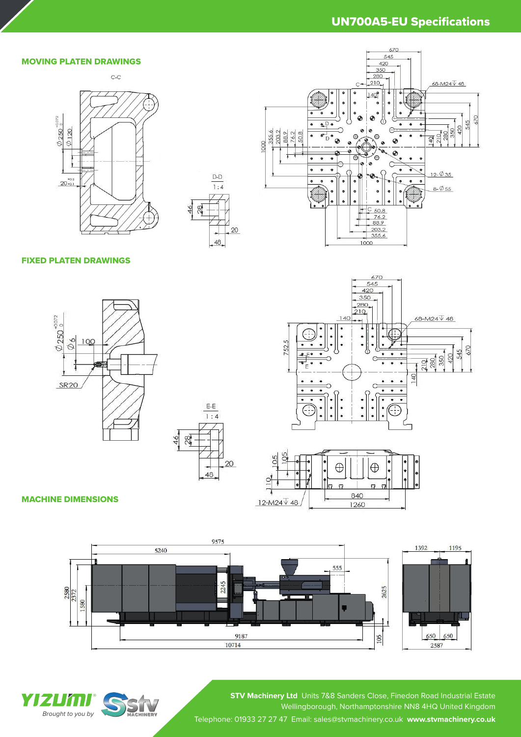# UN700A5-EU Specifications

## MOVING PLATEN DRAWINGS

C-C

Ø250 +0.072 0

Ø120

20 +0.2 -0.1

D-D

1:4

46

28

20

48

670

545

420

350

280

210

140

68-M24 ⊽ 48

1000

355.6

203.2

88.9

76.2

50.8

210

280

350

420

545

670

140

12-Ø35

8-Ø55

50.8

76.2

88.9

203.2

355.6

1000

## FIXED PLATEN DRAWINGS

Ø250 +0.072 0

Ø6

100

SR20

E-E

1:4

46

28

20

48

670

545

420

350

280

210

140

68-M24 ⊽ 48

752.5

210

280

350

420

545

670

140

105

110

12-M24 ⊽ 48

840

1260

## MACHINE DIMENSIONS

9575

5240

555

2580

2372

1580

2245

2625

9187

10714

105

1392

1195

650

650

2587

**STV Machinery Ltd** Units 7&8 Sanders Close, Finedon Road Industrial Estate Wellingborough, Northamptonshire NN8 4HQ United Kingdom

Telephone: 01933 27 27 47 Email: sales@stvmachinery.co.uk **www.stvmachinery.co.uk**

YIZUMI® *Brought to you by* STV MACHINERY